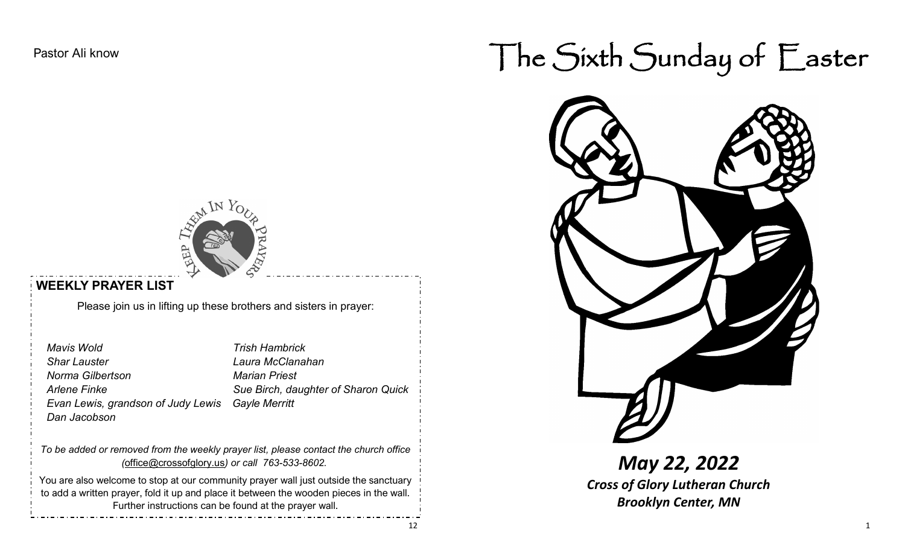Pastor Ali know

## WEEKLY PRAYER LIST

Please join us in lifting up these brothers and sisters in prayer:

*Mavis Wold*
*Shar Lauster*
*Norma Gilbertson*
*Arlene Finke*
*Evan Lewis, grandson of Judy Lewis*
*Dan Jacobson*
*Trish Hambrick*
*Laura McClanahan*
*Marian Priest*
*Sue Birch, daughter of Sharon Quick*
*Gayle Merritt*

*To be added or removed from the weekly prayer list, please contact the church office (office@crossofglory.us) or call 763-533-8602.*

You are also welcome to stop at our community prayer wall just outside the sanctuary to add a written prayer, fold it up and place it between the wooden pieces in the wall. Further instructions can be found at the prayer wall.

# The Sixth Sunday of Easter

***May 22, 2022***

***Cross of Glory Lutheran Church***
***Brooklyn Center, MN***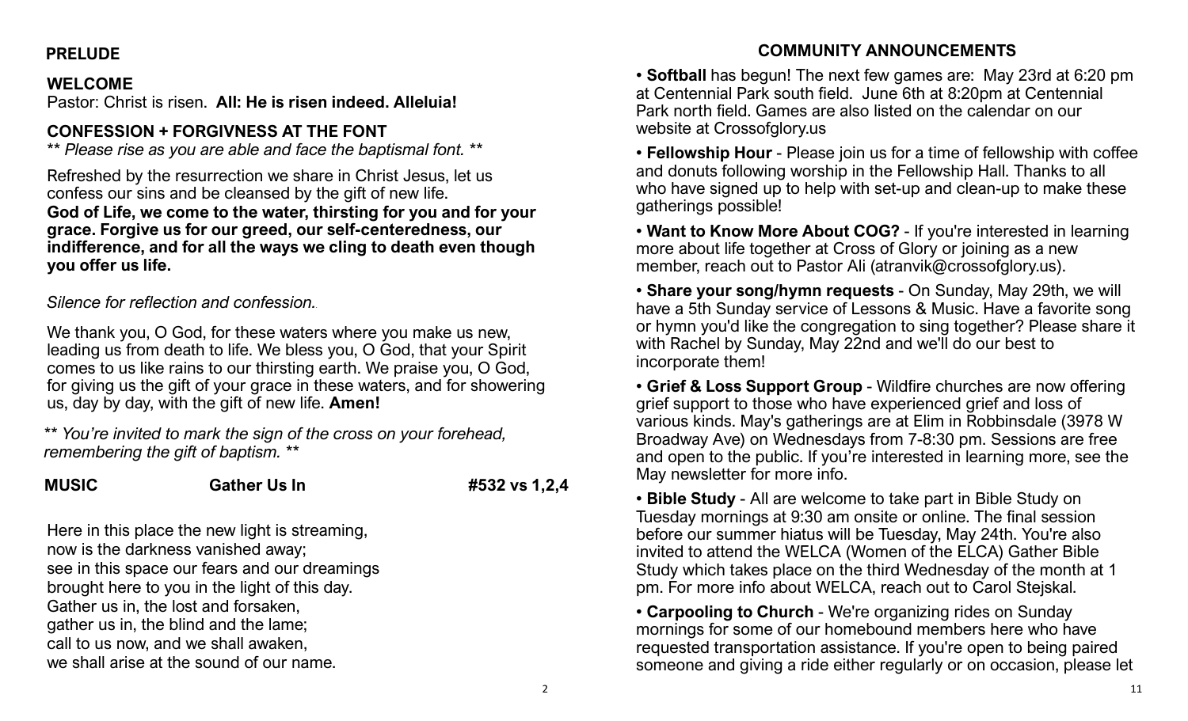**PRELUDE**

**WELCOME**

Pastor: Christ is risen. **All: He is risen indeed. Alleluia!**

**CONFESSION + FORGIVNESS AT THE FONT**

** *Please rise as you are able and face the baptismal font.* **

Refreshed by the resurrection we share in Christ Jesus, let us confess our sins and be cleansed by the gift of new life.

**God of Life, we come to the water, thirsting for you and for your grace. Forgive us for our greed, our self-centeredness, our indifference, and for all the ways we cling to death even though you offer us life.**

*Silence for reflection and confession.*

We thank you, O God, for these waters where you make us new, leading us from death to life. We bless you, O God, that your Spirit comes to us like rains to our thirsting earth. We praise you, O God, for giving us the gift of your grace in these waters, and for showering us, day by day, with the gift of new life. **Amen!**

** *You're invited to mark the sign of the cross on your forehead, remembering the gift of baptism.* **

**MUSIC** **Gather Us In** **#532 vs 1,2,4**

Here in this place the new light is streaming,
now is the darkness vanished away;
see in this space our fears and our dreamings
brought here to you in the light of this day.
Gather us in, the lost and forsaken,
gather us in, the blind and the lame;
call to us now, and we shall awaken,
we shall arise at the sound of our name.

**COMMUNITY ANNOUNCEMENTS**

• **Softball** has begun! The next few games are: May 23rd at 6:20 pm at Centennial Park south field. June 6th at 8:20pm at Centennial Park north field. Games are also listed on the calendar on our website at Crossofglory.us

• **Fellowship Hour** - Please join us for a time of fellowship with coffee and donuts following worship in the Fellowship Hall. Thanks to all who have signed up to help with set-up and clean-up to make these gatherings possible!

• **Want to Know More About COG?** - If you're interested in learning more about life together at Cross of Glory or joining as a new member, reach out to Pastor Ali (atranvik@crossofglory.us).

• **Share your song/hymn requests** - On Sunday, May 29th, we will have a 5th Sunday service of Lessons & Music. Have a favorite song or hymn you'd like the congregation to sing together? Please share it with Rachel by Sunday, May 22nd and we'll do our best to incorporate them!

• **Grief & Loss Support Group** - Wildfire churches are now offering grief support to those who have experienced grief and loss of various kinds. May's gatherings are at Elim in Robbinsdale (3978 W Broadway Ave) on Wednesdays from 7-8:30 pm. Sessions are free and open to the public. If you're interested in learning more, see the May newsletter for more info.

• **Bible Study** - All are welcome to take part in Bible Study on Tuesday mornings at 9:30 am onsite or online. The final session before our summer hiatus will be Tuesday, May 24th. You're also invited to attend the WELCA (Women of the ELCA) Gather Bible Study which takes place on the third Wednesday of the month at 1 pm. For more info about WELCA, reach out to Carol Stejskal.

• **Carpooling to Church** - We're organizing rides on Sunday mornings for some of our homebound members here who have requested transportation assistance. If you're open to being paired someone and giving a ride either regularly or on occasion, please let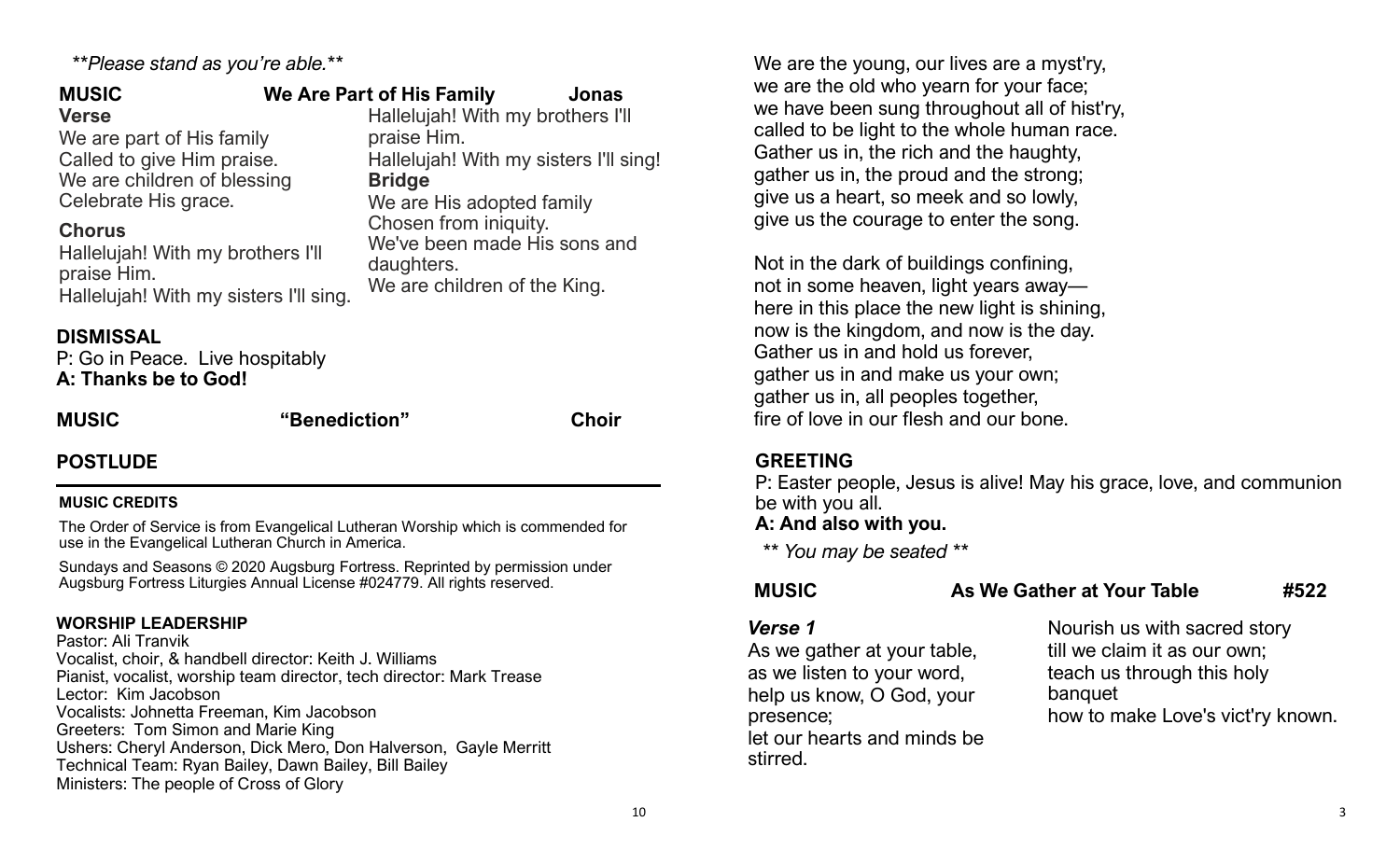*\*\*Please stand as you're able.\*\**

**MUSIC** **We Are Part of His Family** **Jonas**

**Verse**

We are part of His family
Called to give Him praise.
We are children of blessing
Celebrate His grace.

**Chorus**

Hallelujah! With my brothers I'll praise Him.
Hallelujah! With my sisters I'll sing.
Hallelujah! With my brothers I'll praise Him.
Hallelujah! With my sisters I'll sing!

**Bridge**

We are His adopted family
Chosen from iniquity.
We've been made His sons and daughters.
We are children of the King.

## DISMISSAL

P: Go in Peace. Live hospitably
**A: Thanks be to God!**

**MUSIC** **"Benediction"** **Choir**

## POSTLUDE

---

**MUSIC CREDITS**

The Order of Service is from Evangelical Lutheran Worship which is commended for use in the Evangelical Lutheran Church in America.

Sundays and Seasons © 2020 Augsburg Fortress. Reprinted by permission under Augsburg Fortress Liturgies Annual License #024779. All rights reserved.

**WORSHIP LEADERSHIP**

Pastor: Ali Tranvik
Vocalist, choir, & handbell director: Keith J. Williams
Pianist, vocalist, worship team director, tech director: Mark Trease
Lector: Kim Jacobson
Vocalists: Johnetta Freeman, Kim Jacobson
Greeters: Tom Simon and Marie King
Ushers: Cheryl Anderson, Dick Mero, Don Halverson, Gayle Merritt
Technical Team: Ryan Bailey, Dawn Bailey, Bill Bailey
Ministers: The people of Cross of Glory

We are the young, our lives are a myst'ry,
we are the old who yearn for your face;
we have been sung throughout all of hist'ry,
called to be light to the whole human race.
Gather us in, the rich and the haughty,
gather us in, the proud and the strong;
give us a heart, so meek and so lowly,
give us the courage to enter the song.

Not in the dark of buildings confining,
not in some heaven, light years away—
here in this place the new light is shining,
now is the kingdom, and now is the day.
Gather us in and hold us forever,
gather us in and make us your own;
gather us in, all peoples together,
fire of love in our flesh and our bone.

## GREETING

P: Easter people, Jesus is alive! May his grace, love, and communion be with you all.
**A: And also with you.**

*\*\* You may be seated \*\**

**MUSIC** **As We Gather at Your Table** **#522**

***Verse 1***

As we gather at your table,
as we listen to your word,
help us know, O God, your presence;
let our hearts and minds be stirred.
Nourish us with sacred story
till we claim it as our own;
teach us through this holy banquet
how to make Love's vict'ry known.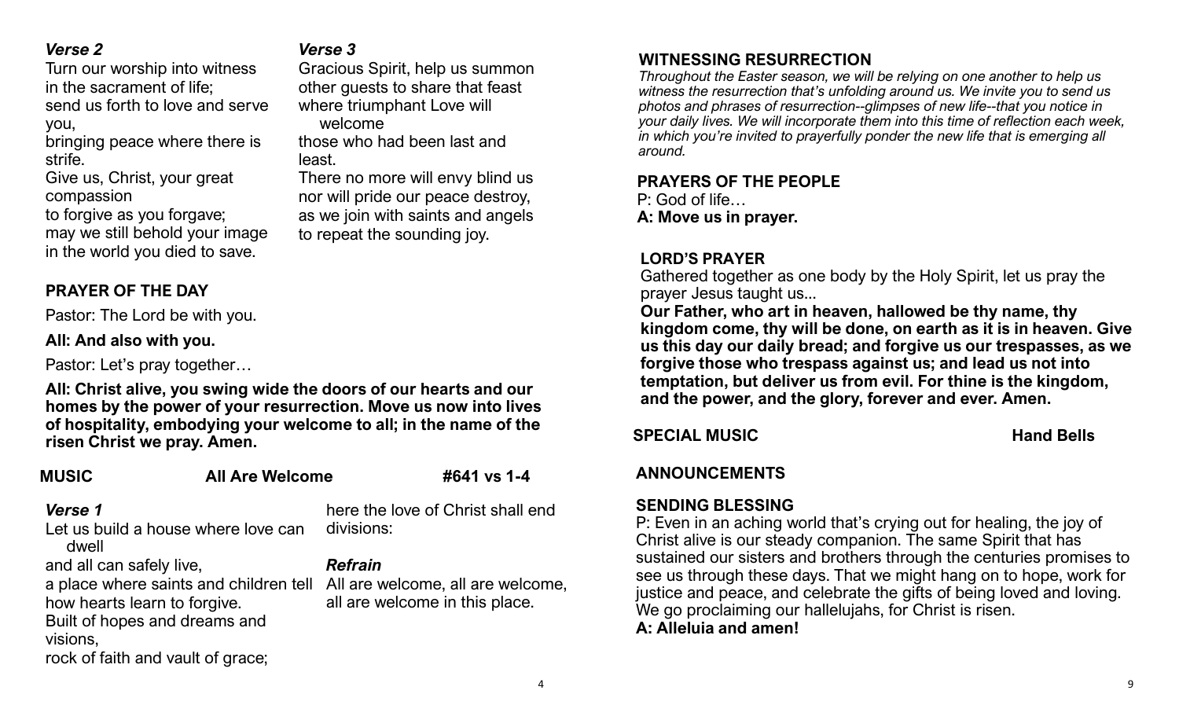*Verse 2*

Turn our worship into witness
in the sacrament of life;
send us forth to love and serve you,
bringing peace where there is strife.
Give us, Christ, your great compassion
to forgive as you forgave;
may we still behold your image
in the world you died to save.

*Verse 3*

Gracious Spirit, help us summon
other guests to share that feast
where triumphant Love will welcome
those who had been last and least.
There no more will envy blind us
nor will pride our peace destroy,
as we join with saints and angels
to repeat the sounding joy.

## PRAYER OF THE DAY

Pastor: The Lord be with you.

**All: And also with you.**

Pastor: Let's pray together…

**All: Christ alive, you swing wide the doors of our hearts and our homes by the power of your resurrection. Move us now into lives of hospitality, embodying your welcome to all; in the name of the risen Christ we pray. Amen.**

## MUSIC — All Are Welcome — #641 vs 1-4

*Verse 1*

Let us build a house where love can dwell
and all can safely live,
a place where saints and children tell
how hearts learn to forgive.
Built of hopes and dreams and visions,
rock of faith and vault of grace;
here the love of Christ shall end divisions:

*Refrain*

All are welcome, all are welcome,
all are welcome in this place.

## WITNESSING RESURRECTION

*Throughout the Easter season, we will be relying on one another to help us witness the resurrection that's unfolding around us. We invite you to send us photos and phrases of resurrection--glimpses of new life--that you notice in your daily lives. We will incorporate them into this time of reflection each week, in which you're invited to prayerfully ponder the new life that is emerging all around.*

## PRAYERS OF THE PEOPLE

P: God of life…

**A: Move us in prayer.**

## LORD'S PRAYER

Gathered together as one body by the Holy Spirit, let us pray the prayer Jesus taught us...

**Our Father, who art in heaven, hallowed be thy name, thy kingdom come, thy will be done, on earth as it is in heaven. Give us this day our daily bread; and forgive us our trespasses, as we forgive those who trespass against us; and lead us not into temptation, but deliver us from evil. For thine is the kingdom, and the power, and the glory, forever and ever. Amen.**

## SPECIAL MUSIC — Hand Bells

## ANNOUNCEMENTS

## SENDING BLESSING

P: Even in an aching world that's crying out for healing, the joy of Christ alive is our steady companion. The same Spirit that has sustained our sisters and brothers through the centuries promises to see us through these days. That we might hang on to hope, work for justice and peace, and celebrate the gifts of being loved and loving. We go proclaiming our hallelujahs, for Christ is risen.

**A: Alleluia and amen!**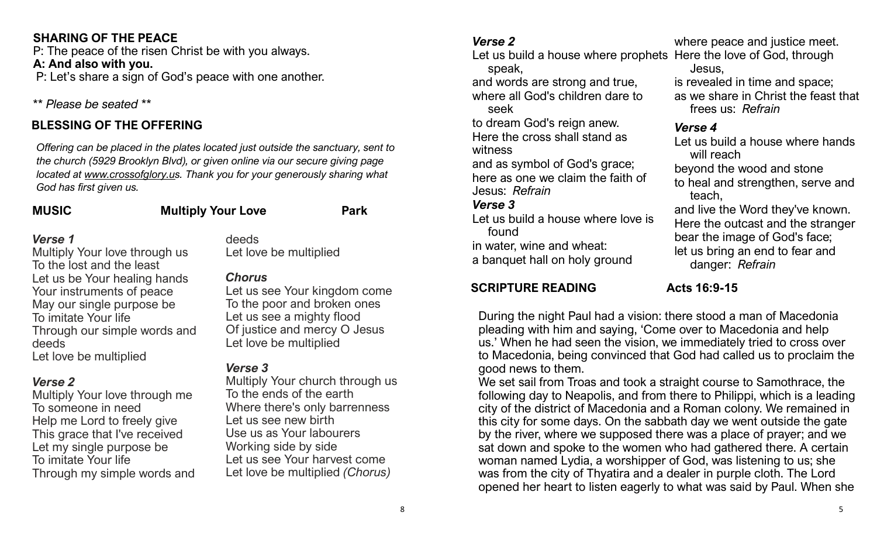**SHARING OF THE PEACE**

P: The peace of the risen Christ be with you always.

**A: And also with you.**

P: Let's share a sign of God's peace with one another.

*\*\* Please be seated \*\**

## BLESSING OF THE OFFERING

*Offering can be placed in the plates located just outside the sanctuary, sent to the church (5929 Brooklyn Blvd), or given online via our secure giving page located at www.crossofglory.us. Thank you for your generously sharing what God has first given us.*

**MUSIC** **Multiply Your Love** **Park**

***Verse 1***

Multiply Your love through us
To the lost and the least
Let us be Your healing hands
Your instruments of peace
May our single purpose be
To imitate Your life
Through our simple words and deeds
Let love be multiplied

***Verse 2***

Multiply Your love through me
To someone in need
Help me Lord to freely give
This grace that I've received
Let my single purpose be
To imitate Your life
Through my simple words and deeds
Let love be multiplied

***Chorus***

Let us see Your kingdom come
To the poor and broken ones
Let us see a mighty flood
Of justice and mercy O Jesus
Let love be multiplied

***Verse 3***

Multiply Your church through us
To the ends of the earth
Where there's only barrenness
Let us see new birth
Use us as Your labourers
Working side by side
Let us see Your harvest come
Let love be multiplied *(Chorus)*

***Verse 2***

Let us build a house where prophets speak,
and words are strong and true,
where all God's children dare to seek
to dream God's reign anew.
Here the cross shall stand as witness
and as symbol of God's grace;
here as one we claim the faith of Jesus: *Refrain*

***Verse 3***

Let us build a house where love is found
in water, wine and wheat:
a banquet hall on holy ground
where peace and justice meet.
Here the love of God, through Jesus,
is revealed in time and space;
as we share in Christ the feast that frees us: *Refrain*

***Verse 4***

Let us build a house where hands will reach
beyond the wood and stone
to heal and strengthen, serve and teach,
and live the Word they've known.
Here the outcast and the stranger
bear the image of God's face;
let us bring an end to fear and danger: *Refrain*

## SCRIPTURE READING Acts 16:9-15

During the night Paul had a vision: there stood a man of Macedonia pleading with him and saying, 'Come over to Macedonia and help us.' When he had seen the vision, we immediately tried to cross over to Macedonia, being convinced that God had called us to proclaim the good news to them.

We set sail from Troas and took a straight course to Samothrace, the following day to Neapolis, and from there to Philippi, which is a leading city of the district of Macedonia and a Roman colony. We remained in this city for some days. On the sabbath day we went outside the gate by the river, where we supposed there was a place of prayer; and we sat down and spoke to the women who had gathered there. A certain woman named Lydia, a worshipper of God, was listening to us; she was from the city of Thyatira and a dealer in purple cloth. The Lord opened her heart to listen eagerly to what was said by Paul. When she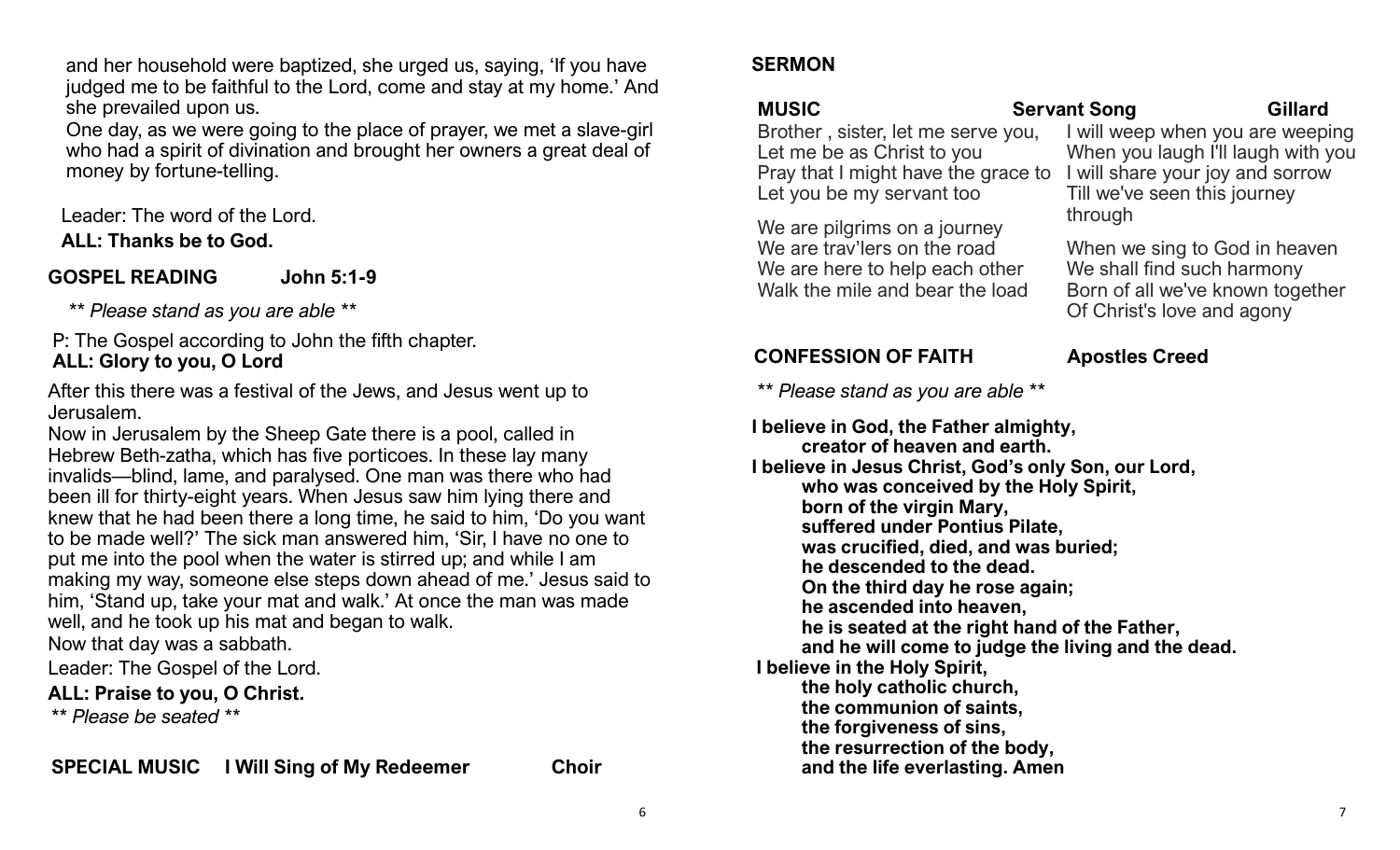and her household were baptized, she urged us, saying, 'If you have judged me to be faithful to the Lord, come and stay at my home.' And she prevailed upon us.

One day, as we were going to the place of prayer, we met a slave-girl who had a spirit of divination and brought her owners a great deal of money by fortune-telling.

Leader: The word of the Lord.

**ALL: Thanks be to God.**

## GOSPEL READING John 5:1-9

*\*\* Please stand as you are able \*\**

P: The Gospel according to John the fifth chapter.

**ALL: Glory to you, O Lord**

After this there was a festival of the Jews, and Jesus went up to Jerusalem.

Now in Jerusalem by the Sheep Gate there is a pool, called in Hebrew Beth-zatha, which has five porticoes. In these lay many invalids—blind, lame, and paralysed. One man was there who had been ill for thirty-eight years. When Jesus saw him lying there and knew that he had been there a long time, he said to him, 'Do you want to be made well?' The sick man answered him, 'Sir, I have no one to put me into the pool when the water is stirred up; and while I am making my way, someone else steps down ahead of me.' Jesus said to him, 'Stand up, take your mat and walk.' At once the man was made well, and he took up his mat and began to walk.

Now that day was a sabbath.

Leader: The Gospel of the Lord.

**ALL: Praise to you, O Christ.**

*\*\* Please be seated \*\**

## SPECIAL MUSIC I Will Sing of My Redeemer Choir

## SERMON

## MUSIC Servant Song Gillard

Brother , sister, let me serve you,
Let me be as Christ to you
Pray that I might have the grace to
Let you be my servant too

We are pilgrims on a journey
We are trav'lers on the road
We are here to help each other
Walk the mile and bear the load

I will weep when you are weeping
When you laugh I'll laugh with you
I will share your joy and sorrow
Till we've seen this journey through

When we sing to God in heaven
We shall find such harmony
Born of all we've known together
Of Christ's love and agony

## CONFESSION OF FAITH Apostles Creed

*\*\* Please stand as you are able \*\**

**I believe in God, the Father almighty,**
**creator of heaven and earth.**
**I believe in Jesus Christ, God's only Son, our Lord,**
**who was conceived by the Holy Spirit,**
**born of the virgin Mary,**
**suffered under Pontius Pilate,**
**was crucified, died, and was buried;**
**he descended to the dead.**
**On the third day he rose again;**
**he ascended into heaven,**
**he is seated at the right hand of the Father,**
**and he will come to judge the living and the dead.**
**I believe in the Holy Spirit,**
**the holy catholic church,**
**the communion of saints,**
**the forgiveness of sins,**
**the resurrection of the body,**
**and the life everlasting. Amen**